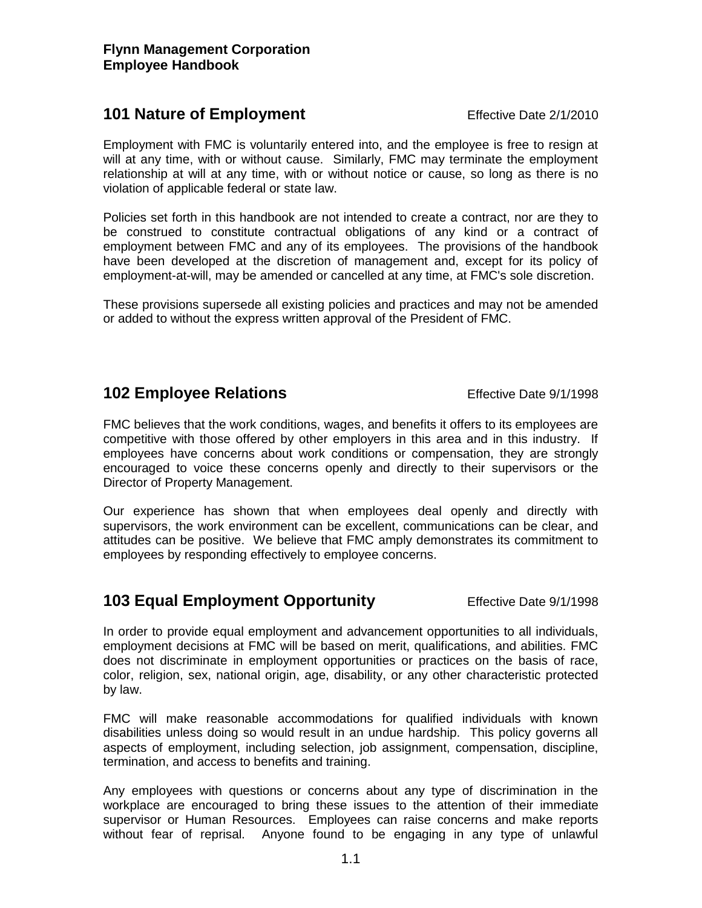**Flynn Management Corporation**
**Employee Handbook**

## 101 Nature of Employment

Effective Date 2/1/2010

Employment with FMC is voluntarily entered into, and the employee is free to resign at will at any time, with or without cause. Similarly, FMC may terminate the employment relationship at will at any time, with or without notice or cause, so long as there is no violation of applicable federal or state law.

Policies set forth in this handbook are not intended to create a contract, nor are they to be construed to constitute contractual obligations of any kind or a contract of employment between FMC and any of its employees. The provisions of the handbook have been developed at the discretion of management and, except for its policy of employment-at-will, may be amended or cancelled at any time, at FMC's sole discretion.

These provisions supersede all existing policies and practices and may not be amended or added to without the express written approval of the President of FMC.

## 102 Employee Relations

Effective Date 9/1/1998

FMC believes that the work conditions, wages, and benefits it offers to its employees are competitive with those offered by other employers in this area and in this industry. If employees have concerns about work conditions or compensation, they are strongly encouraged to voice these concerns openly and directly to their supervisors or the Director of Property Management.

Our experience has shown that when employees deal openly and directly with supervisors, the work environment can be excellent, communications can be clear, and attitudes can be positive. We believe that FMC amply demonstrates its commitment to employees by responding effectively to employee concerns.

## 103 Equal Employment Opportunity

Effective Date 9/1/1998

In order to provide equal employment and advancement opportunities to all individuals, employment decisions at FMC will be based on merit, qualifications, and abilities. FMC does not discriminate in employment opportunities or practices on the basis of race, color, religion, sex, national origin, age, disability, or any other characteristic protected by law.

FMC will make reasonable accommodations for qualified individuals with known disabilities unless doing so would result in an undue hardship. This policy governs all aspects of employment, including selection, job assignment, compensation, discipline, termination, and access to benefits and training.

Any employees with questions or concerns about any type of discrimination in the workplace are encouraged to bring these issues to the attention of their immediate supervisor or Human Resources. Employees can raise concerns and make reports without fear of reprisal. Anyone found to be engaging in any type of unlawful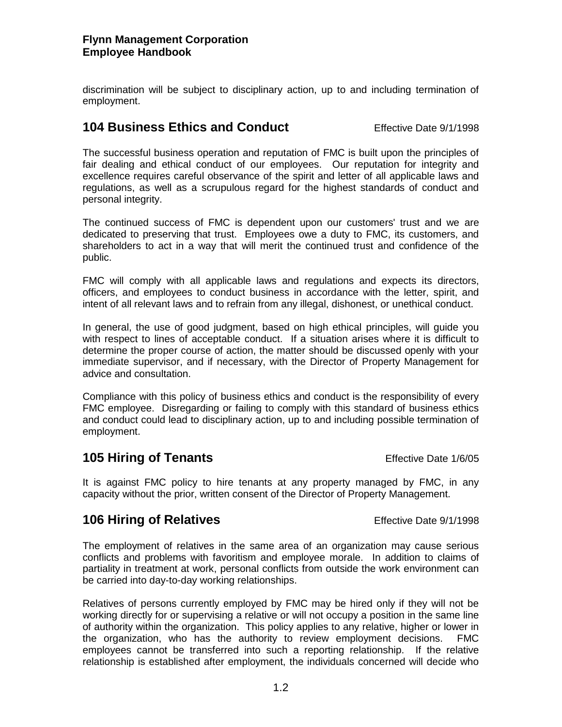discrimination will be subject to disciplinary action, up to and including termination of employment.

## 104 Business Ethics and Conduct

Effective Date 9/1/1998

The successful business operation and reputation of FMC is built upon the principles of fair dealing and ethical conduct of our employees. Our reputation for integrity and excellence requires careful observance of the spirit and letter of all applicable laws and regulations, as well as a scrupulous regard for the highest standards of conduct and personal integrity.

The continued success of FMC is dependent upon our customers' trust and we are dedicated to preserving that trust. Employees owe a duty to FMC, its customers, and shareholders to act in a way that will merit the continued trust and confidence of the public.

FMC will comply with all applicable laws and regulations and expects its directors, officers, and employees to conduct business in accordance with the letter, spirit, and intent of all relevant laws and to refrain from any illegal, dishonest, or unethical conduct.

In general, the use of good judgment, based on high ethical principles, will guide you with respect to lines of acceptable conduct. If a situation arises where it is difficult to determine the proper course of action, the matter should be discussed openly with your immediate supervisor, and if necessary, with the Director of Property Management for advice and consultation.

Compliance with this policy of business ethics and conduct is the responsibility of every FMC employee. Disregarding or failing to comply with this standard of business ethics and conduct could lead to disciplinary action, up to and including possible termination of employment.

## 105 Hiring of Tenants

Effective Date 1/6/05

It is against FMC policy to hire tenants at any property managed by FMC, in any capacity without the prior, written consent of the Director of Property Management.

## 106 Hiring of Relatives

Effective Date 9/1/1998

The employment of relatives in the same area of an organization may cause serious conflicts and problems with favoritism and employee morale. In addition to claims of partiality in treatment at work, personal conflicts from outside the work environment can be carried into day-to-day working relationships.

Relatives of persons currently employed by FMC may be hired only if they will not be working directly for or supervising a relative or will not occupy a position in the same line of authority within the organization. This policy applies to any relative, higher or lower in the organization, who has the authority to review employment decisions. FMC employees cannot be transferred into such a reporting relationship. If the relative relationship is established after employment, the individuals concerned will decide who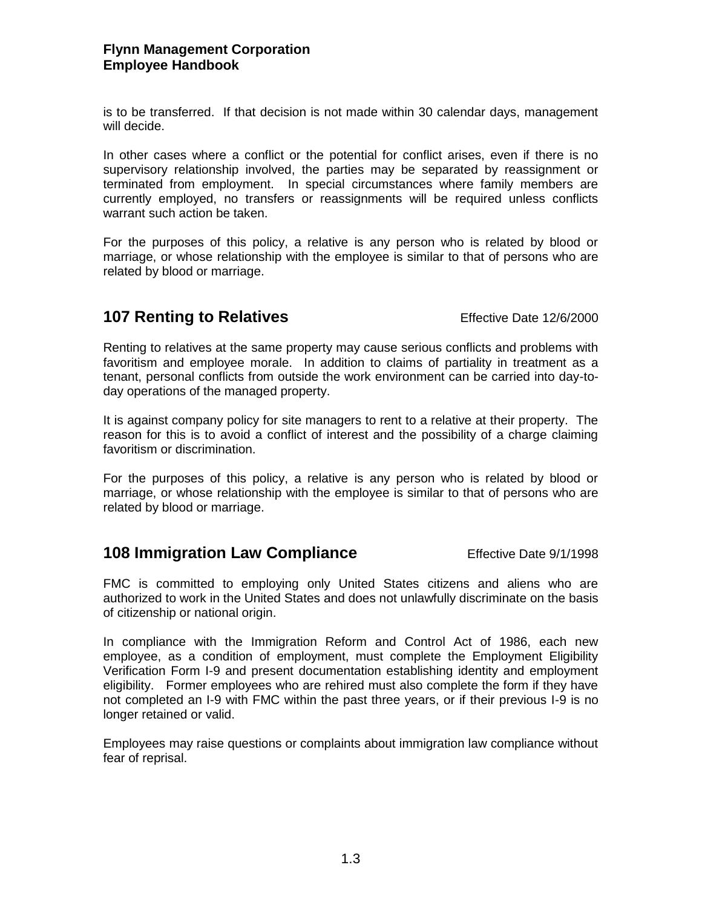is to be transferred. If that decision is not made within 30 calendar days, management will decide.

In other cases where a conflict or the potential for conflict arises, even if there is no supervisory relationship involved, the parties may be separated by reassignment or terminated from employment. In special circumstances where family members are currently employed, no transfers or reassignments will be required unless conflicts warrant such action be taken.

For the purposes of this policy, a relative is any person who is related by blood or marriage, or whose relationship with the employee is similar to that of persons who are related by blood or marriage.

## 107 Renting to Relatives

Effective Date 12/6/2000

Renting to relatives at the same property may cause serious conflicts and problems with favoritism and employee morale. In addition to claims of partiality in treatment as a tenant, personal conflicts from outside the work environment can be carried into day-to-day operations of the managed property.

It is against company policy for site managers to rent to a relative at their property. The reason for this is to avoid a conflict of interest and the possibility of a charge claiming favoritism or discrimination.

For the purposes of this policy, a relative is any person who is related by blood or marriage, or whose relationship with the employee is similar to that of persons who are related by blood or marriage.

## 108 Immigration Law Compliance

Effective Date 9/1/1998

FMC is committed to employing only United States citizens and aliens who are authorized to work in the United States and does not unlawfully discriminate on the basis of citizenship or national origin.

In compliance with the Immigration Reform and Control Act of 1986, each new employee, as a condition of employment, must complete the Employment Eligibility Verification Form I-9 and present documentation establishing identity and employment eligibility. Former employees who are rehired must also complete the form if they have not completed an I-9 with FMC within the past three years, or if their previous I-9 is no longer retained or valid.

Employees may raise questions or complaints about immigration law compliance without fear of reprisal.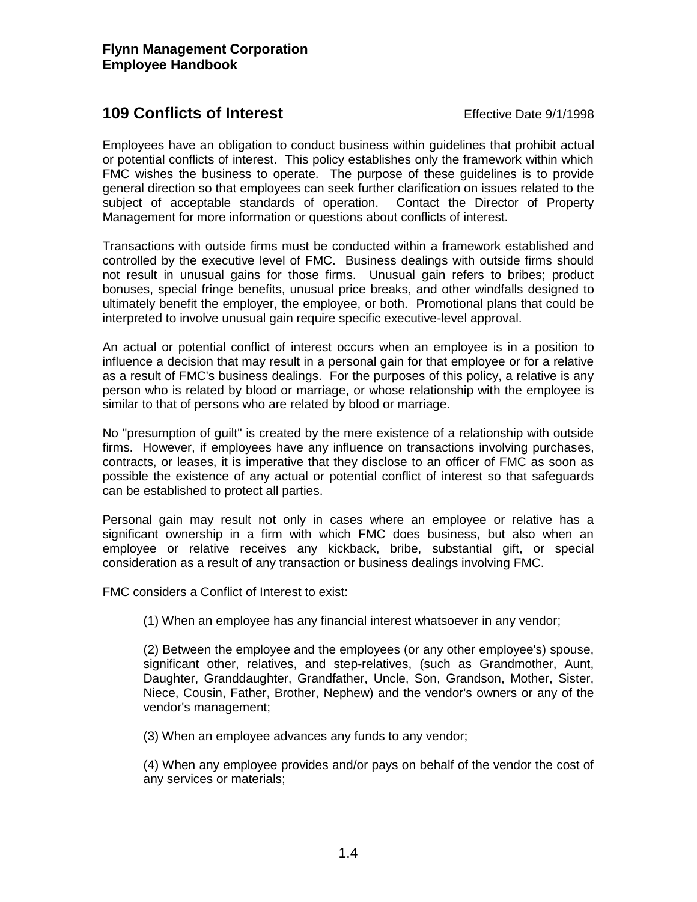**Flynn Management Corporation**
**Employee Handbook**

## 109 Conflicts of Interest

Effective Date 9/1/1998

Employees have an obligation to conduct business within guidelines that prohibit actual or potential conflicts of interest. This policy establishes only the framework within which FMC wishes the business to operate. The purpose of these guidelines is to provide general direction so that employees can seek further clarification on issues related to the subject of acceptable standards of operation. Contact the Director of Property Management for more information or questions about conflicts of interest.

Transactions with outside firms must be conducted within a framework established and controlled by the executive level of FMC. Business dealings with outside firms should not result in unusual gains for those firms. Unusual gain refers to bribes; product bonuses, special fringe benefits, unusual price breaks, and other windfalls designed to ultimately benefit the employer, the employee, or both. Promotional plans that could be interpreted to involve unusual gain require specific executive-level approval.

An actual or potential conflict of interest occurs when an employee is in a position to influence a decision that may result in a personal gain for that employee or for a relative as a result of FMC's business dealings. For the purposes of this policy, a relative is any person who is related by blood or marriage, or whose relationship with the employee is similar to that of persons who are related by blood or marriage.

No "presumption of guilt" is created by the mere existence of a relationship with outside firms. However, if employees have any influence on transactions involving purchases, contracts, or leases, it is imperative that they disclose to an officer of FMC as soon as possible the existence of any actual or potential conflict of interest so that safeguards can be established to protect all parties.

Personal gain may result not only in cases where an employee or relative has a significant ownership in a firm with which FMC does business, but also when an employee or relative receives any kickback, bribe, substantial gift, or special consideration as a result of any transaction or business dealings involving FMC.

FMC considers a Conflict of Interest to exist:

(1) When an employee has any financial interest whatsoever in any vendor;

(2) Between the employee and the employees (or any other employee's) spouse, significant other, relatives, and step-relatives, (such as Grandmother, Aunt, Daughter, Granddaughter, Grandfather, Uncle, Son, Grandson, Mother, Sister, Niece, Cousin, Father, Brother, Nephew) and the vendor's owners or any of the vendor's management;

(3) When an employee advances any funds to any vendor;

(4) When any employee provides and/or pays on behalf of the vendor the cost of any services or materials;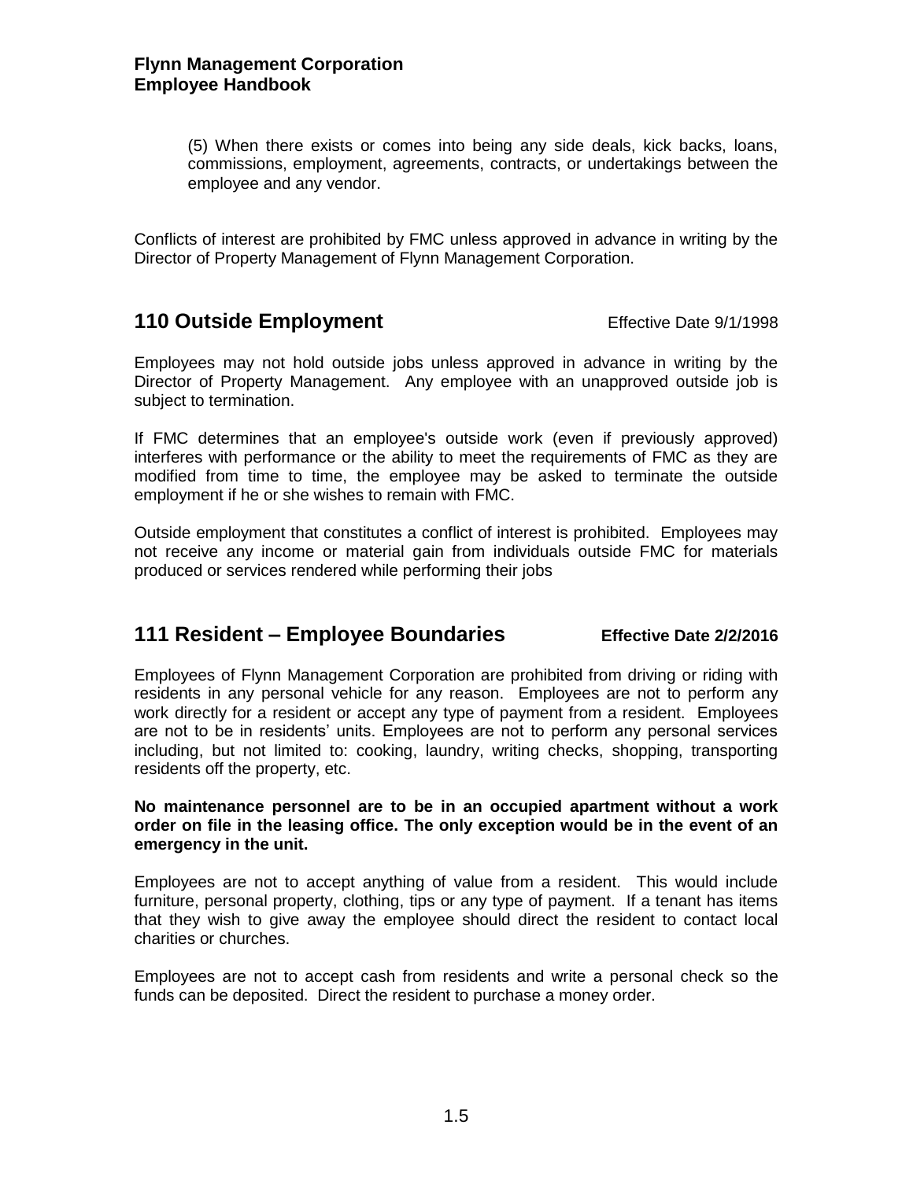(5) When there exists or comes into being any side deals, kick backs, loans, commissions, employment, agreements, contracts, or undertakings between the employee and any vendor.

Conflicts of interest are prohibited by FMC unless approved in advance in writing by the Director of Property Management of Flynn Management Corporation.

## 110 Outside Employment

Effective Date 9/1/1998

Employees may not hold outside jobs unless approved in advance in writing by the Director of Property Management. Any employee with an unapproved outside job is subject to termination.

If FMC determines that an employee's outside work (even if previously approved) interferes with performance or the ability to meet the requirements of FMC as they are modified from time to time, the employee may be asked to terminate the outside employment if he or she wishes to remain with FMC.

Outside employment that constitutes a conflict of interest is prohibited. Employees may not receive any income or material gain from individuals outside FMC for materials produced or services rendered while performing their jobs

## 111 Resident – Employee Boundaries

**Effective Date 2/2/2016**

Employees of Flynn Management Corporation are prohibited from driving or riding with residents in any personal vehicle for any reason. Employees are not to perform any work directly for a resident or accept any type of payment from a resident. Employees are not to be in residents' units. Employees are not to perform any personal services including, but not limited to: cooking, laundry, writing checks, shopping, transporting residents off the property, etc.

**No maintenance personnel are to be in an occupied apartment without a work order on file in the leasing office. The only exception would be in the event of an emergency in the unit.**

Employees are not to accept anything of value from a resident. This would include furniture, personal property, clothing, tips or any type of payment. If a tenant has items that they wish to give away the employee should direct the resident to contact local charities or churches.

Employees are not to accept cash from residents and write a personal check so the funds can be deposited. Direct the resident to purchase a money order.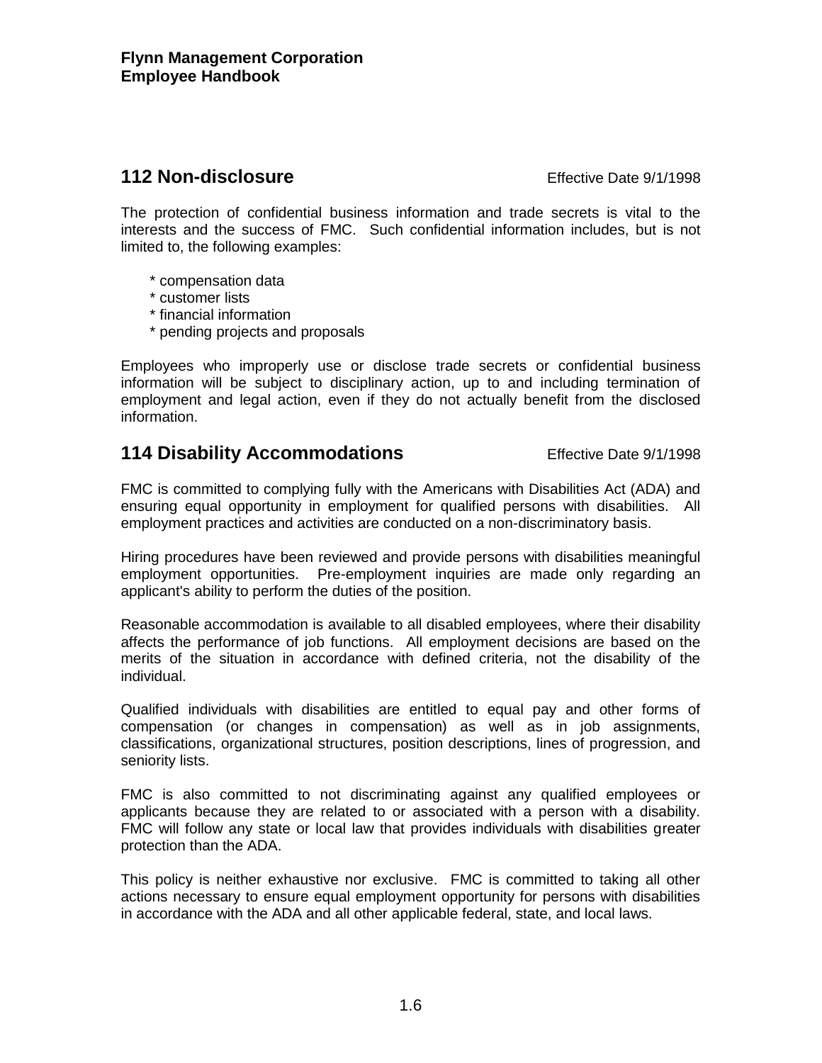## 112 Non-disclosure

Effective Date 9/1/1998

The protection of confidential business information and trade secrets is vital to the interests and the success of FMC. Such confidential information includes, but is not limited to, the following examples:

* compensation data
* customer lists
* financial information
* pending projects and proposals

Employees who improperly use or disclose trade secrets or confidential business information will be subject to disciplinary action, up to and including termination of employment and legal action, even if they do not actually benefit from the disclosed information.

## 114 Disability Accommodations

Effective Date 9/1/1998

FMC is committed to complying fully with the Americans with Disabilities Act (ADA) and ensuring equal opportunity in employment for qualified persons with disabilities. All employment practices and activities are conducted on a non-discriminatory basis.

Hiring procedures have been reviewed and provide persons with disabilities meaningful employment opportunities. Pre-employment inquiries are made only regarding an applicant's ability to perform the duties of the position.

Reasonable accommodation is available to all disabled employees, where their disability affects the performance of job functions. All employment decisions are based on the merits of the situation in accordance with defined criteria, not the disability of the individual.

Qualified individuals with disabilities are entitled to equal pay and other forms of compensation (or changes in compensation) as well as in job assignments, classifications, organizational structures, position descriptions, lines of progression, and seniority lists.

FMC is also committed to not discriminating against any qualified employees or applicants because they are related to or associated with a person with a disability. FMC will follow any state or local law that provides individuals with disabilities greater protection than the ADA.

This policy is neither exhaustive nor exclusive. FMC is committed to taking all other actions necessary to ensure equal employment opportunity for persons with disabilities in accordance with the ADA and all other applicable federal, state, and local laws.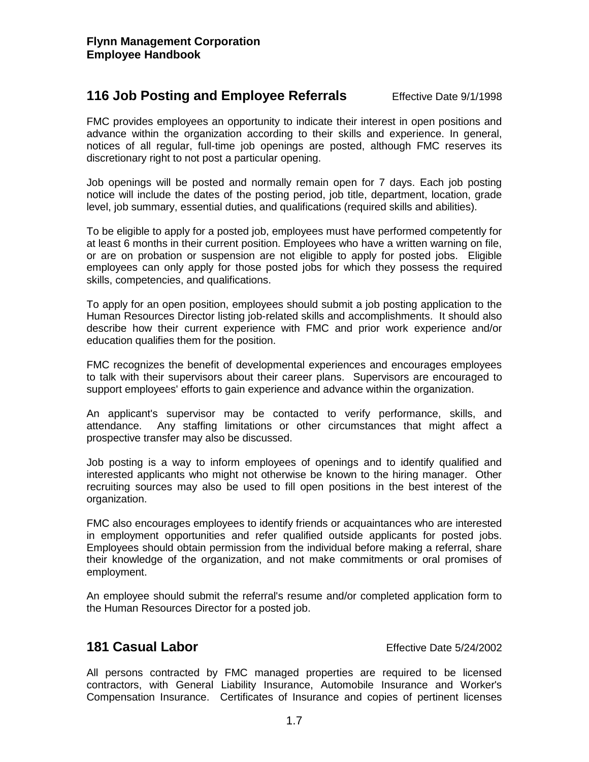## 116 Job Posting and Employee Referrals

Effective Date 9/1/1998

FMC provides employees an opportunity to indicate their interest in open positions and advance within the organization according to their skills and experience. In general, notices of all regular, full-time job openings are posted, although FMC reserves its discretionary right to not post a particular opening.

Job openings will be posted and normally remain open for 7 days. Each job posting notice will include the dates of the posting period, job title, department, location, grade level, job summary, essential duties, and qualifications (required skills and abilities).

To be eligible to apply for a posted job, employees must have performed competently for at least 6 months in their current position. Employees who have a written warning on file, or are on probation or suspension are not eligible to apply for posted jobs. Eligible employees can only apply for those posted jobs for which they possess the required skills, competencies, and qualifications.

To apply for an open position, employees should submit a job posting application to the Human Resources Director listing job-related skills and accomplishments. It should also describe how their current experience with FMC and prior work experience and/or education qualifies them for the position.

FMC recognizes the benefit of developmental experiences and encourages employees to talk with their supervisors about their career plans. Supervisors are encouraged to support employees' efforts to gain experience and advance within the organization.

An applicant's supervisor may be contacted to verify performance, skills, and attendance. Any staffing limitations or other circumstances that might affect a prospective transfer may also be discussed.

Job posting is a way to inform employees of openings and to identify qualified and interested applicants who might not otherwise be known to the hiring manager. Other recruiting sources may also be used to fill open positions in the best interest of the organization.

FMC also encourages employees to identify friends or acquaintances who are interested in employment opportunities and refer qualified outside applicants for posted jobs. Employees should obtain permission from the individual before making a referral, share their knowledge of the organization, and not make commitments or oral promises of employment.

An employee should submit the referral's resume and/or completed application form to the Human Resources Director for a posted job.

## 181 Casual Labor

Effective Date 5/24/2002

All persons contracted by FMC managed properties are required to be licensed contractors, with General Liability Insurance, Automobile Insurance and Worker's Compensation Insurance. Certificates of Insurance and copies of pertinent licenses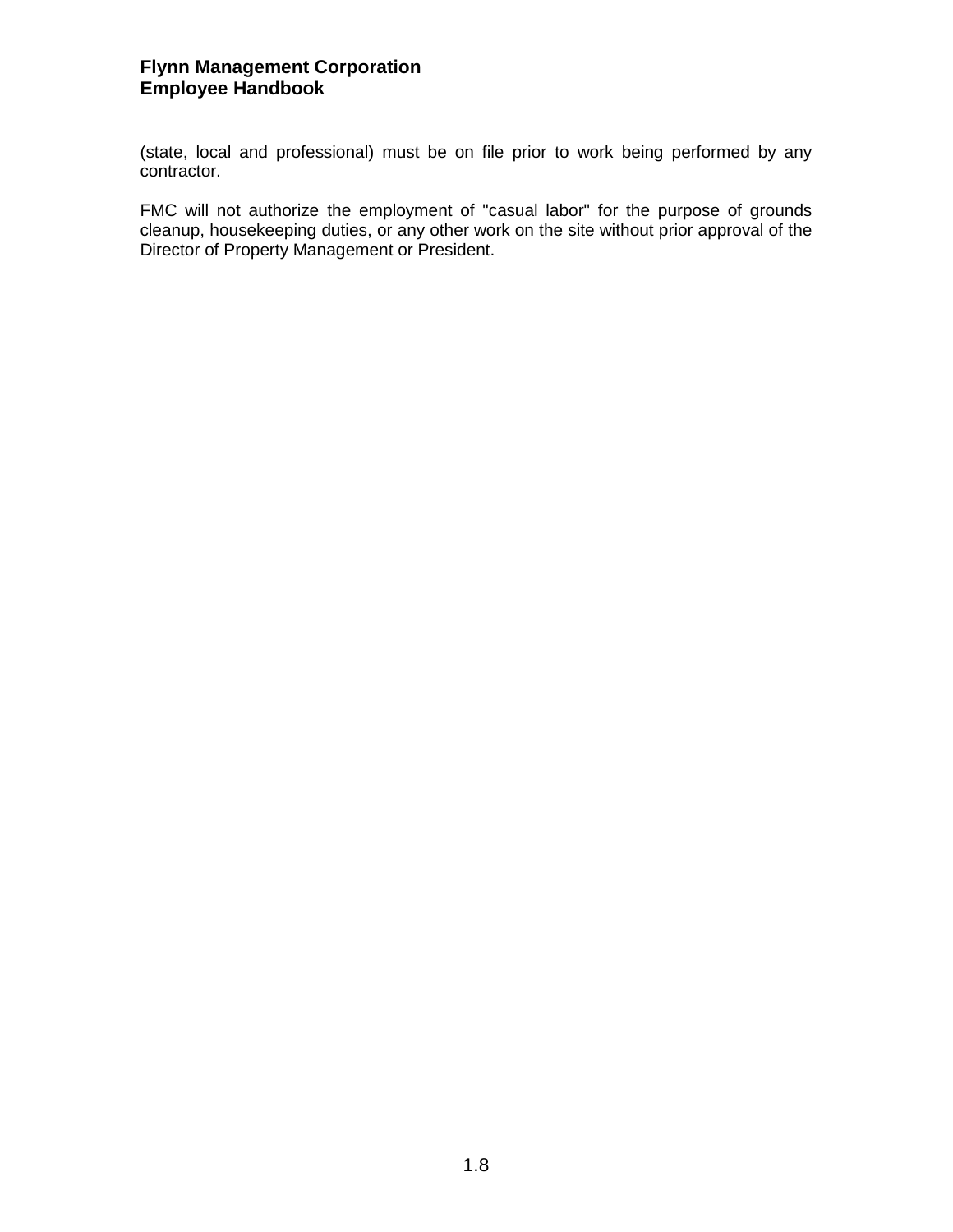(state, local and professional) must be on file prior to work being performed by any contractor.

FMC will not authorize the employment of "casual labor" for the purpose of grounds cleanup, housekeeping duties, or any other work on the site without prior approval of the Director of Property Management or President.